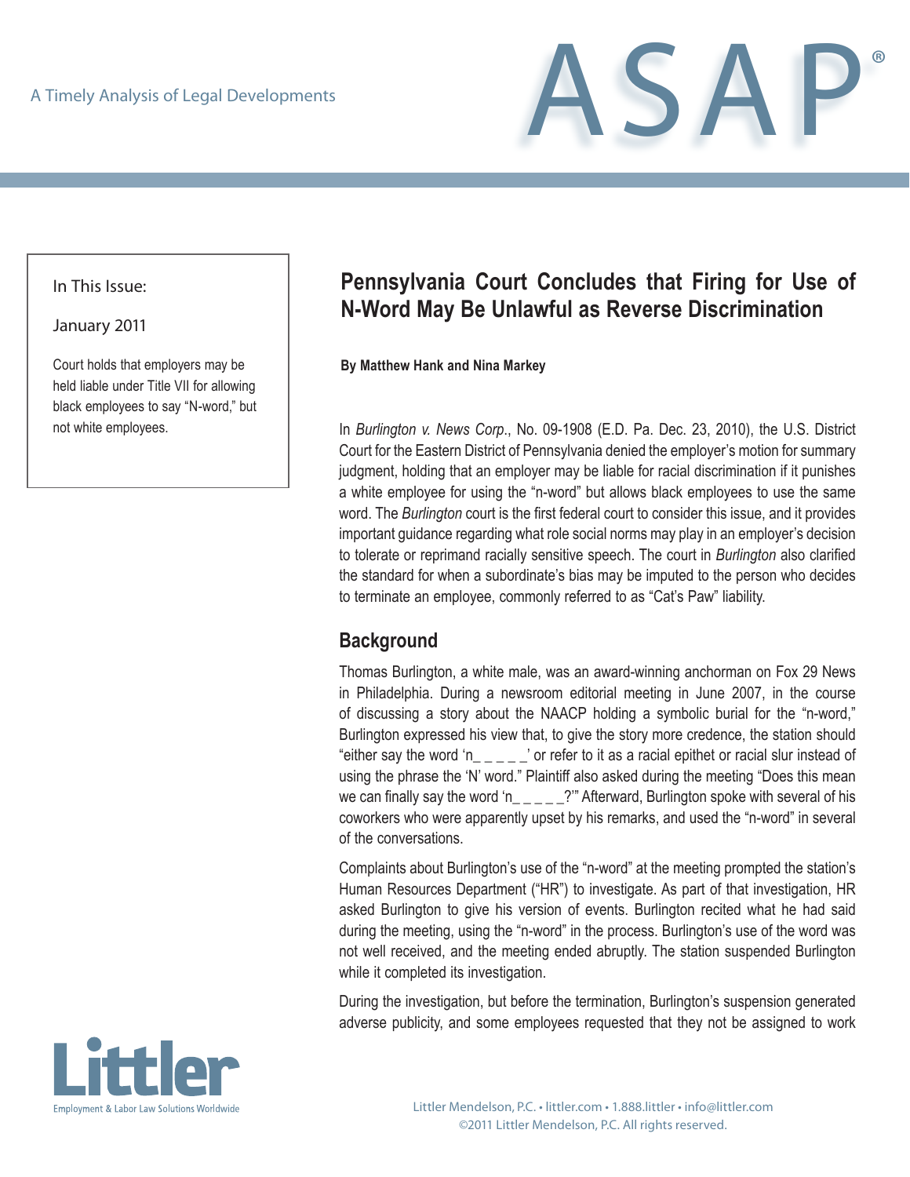A Timely Analysis of Legal Developments

# ASAP®

In This Issue:

January 2011

Court holds that employers may be held liable under Title VII for allowing black employees to say "N-word," but not white employees.

## Pennsylvania Court Concludes that Firing for Use of N-Word May Be Unlawful as Reverse Discrimination

**By Matthew Hank and Nina Markey**

In *Burlington v. News Corp*., No. 09-1908 (E.D. Pa. Dec. 23, 2010), the U.S. District Court for the Eastern District of Pennsylvania denied the employer's motion for summary judgment, holding that an employer may be liable for racial discrimination if it punishes a white employee for using the "n-word" but allows black employees to use the same word. The *Burlington* court is the first federal court to consider this issue, and it provides important guidance regarding what role social norms may play in an employer's decision to tolerate or reprimand racially sensitive speech. The court in *Burlington* also clarified the standard for when a subordinate's bias may be imputed to the person who decides to terminate an employee, commonly referred to as "Cat's Paw" liability.

### Background

Thomas Burlington, a white male, was an award-winning anchorman on Fox 29 News in Philadelphia. During a newsroom editorial meeting in June 2007, in the course of discussing a story about the NAACP holding a symbolic burial for the "n-word," Burlington expressed his view that, to give the story more credence, the station should "either say the word 'n_ _ _ _ _' or refer to it as a racial epithet or racial slur instead of using the phrase the 'N' word." Plaintiff also asked during the meeting "Does this mean we can finally say the word 'n_ _ _ _ _?'" Afterward, Burlington spoke with several of his coworkers who were apparently upset by his remarks, and used the "n-word" in several of the conversations.

Complaints about Burlington's use of the "n-word" at the meeting prompted the station's Human Resources Department ("HR") to investigate. As part of that investigation, HR asked Burlington to give his version of events. Burlington recited what he had said during the meeting, using the "n-word" in the process. Burlington's use of the word was not well received, and the meeting ended abruptly. The station suspended Burlington while it completed its investigation.

During the investigation, but before the termination, Burlington's suspension generated adverse publicity, and some employees requested that they not be assigned to work

Littler
Employment & Labor Law Solutions Worldwide

Littler Mendelson, P.C. • littler.com • 1.888.littler • info@littler.com
©2011 Littler Mendelson, P.C. All rights reserved.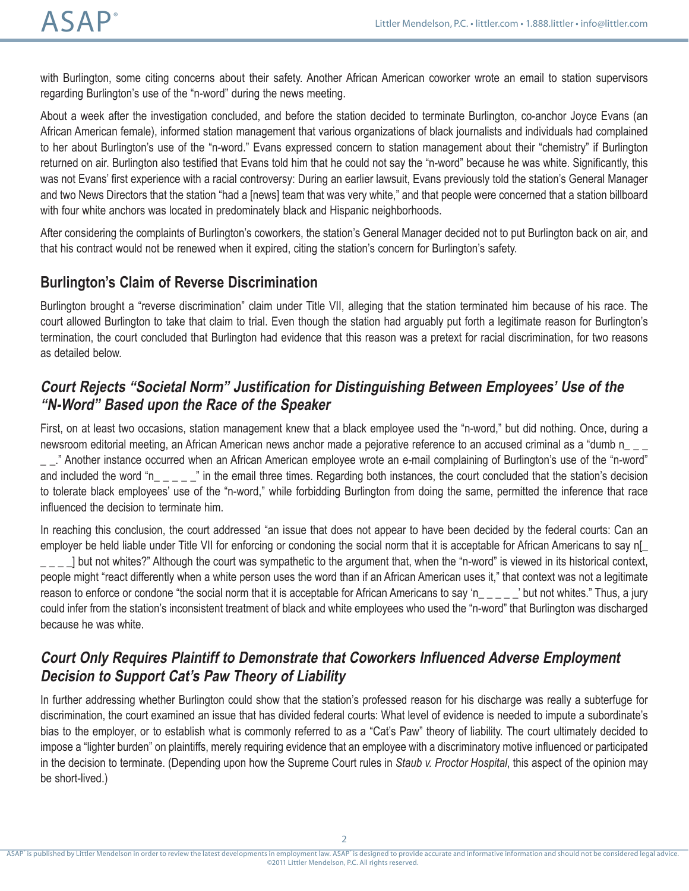with Burlington, some citing concerns about their safety. Another African American coworker wrote an email to station supervisors regarding Burlington's use of the "n-word" during the news meeting.

About a week after the investigation concluded, and before the station decided to terminate Burlington, co-anchor Joyce Evans (an African American female), informed station management that various organizations of black journalists and individuals had complained to her about Burlington's use of the "n-word." Evans expressed concern to station management about their "chemistry" if Burlington returned on air. Burlington also testified that Evans told him that he could not say the "n-word" because he was white. Significantly, this was not Evans' first experience with a racial controversy: During an earlier lawsuit, Evans previously told the station's General Manager and two News Directors that the station "had a [news] team that was very white," and that people were concerned that a station billboard with four white anchors was located in predominately black and Hispanic neighborhoods.

After considering the complaints of Burlington's coworkers, the station's General Manager decided not to put Burlington back on air, and that his contract would not be renewed when it expired, citing the station's concern for Burlington's safety.

## Burlington's Claim of Reverse Discrimination

Burlington brought a "reverse discrimination" claim under Title VII, alleging that the station terminated him because of his race. The court allowed Burlington to take that claim to trial. Even though the station had arguably put forth a legitimate reason for Burlington's termination, the court concluded that Burlington had evidence that this reason was a pretext for racial discrimination, for two reasons as detailed below.

### *Court Rejects "Societal Norm" Justification for Distinguishing Between Employees' Use of the "N-Word" Based upon the Race of the Speaker*

First, on at least two occasions, station management knew that a black employee used the "n-word," but did nothing. Once, during a newsroom editorial meeting, an African American news anchor made a pejorative reference to an accused criminal as a "dumb n_ _ _ _ _." Another instance occurred when an African American employee wrote an e-mail complaining of Burlington's use of the "n-word" and included the word "n_ _ _ _ _" in the email three times. Regarding both instances, the court concluded that the station's decision to tolerate black employees' use of the "n-word," while forbidding Burlington from doing the same, permitted the inference that race influenced the decision to terminate him.

In reaching this conclusion, the court addressed "an issue that does not appear to have been decided by the federal courts: Can an employer be held liable under Title VII for enforcing or condoning the social norm that it is acceptable for African Americans to say n[_ _ _ _ _] but not whites?" Although the court was sympathetic to the argument that, when the "n-word" is viewed in its historical context, people might "react differently when a white person uses the word than if an African American uses it," that context was not a legitimate reason to enforce or condone "the social norm that it is acceptable for African Americans to say 'n_ _ _ _ _' but not whites." Thus, a jury could infer from the station's inconsistent treatment of black and white employees who used the "n-word" that Burlington was discharged because he was white.

### *Court Only Requires Plaintiff to Demonstrate that Coworkers Influenced Adverse Employment Decision to Support Cat's Paw Theory of Liability*

In further addressing whether Burlington could show that the station's professed reason for his discharge was really a subterfuge for discrimination, the court examined an issue that has divided federal courts: What level of evidence is needed to impute a subordinate's bias to the employer, or to establish what is commonly referred to as a "Cat's Paw" theory of liability. The court ultimately decided to impose a "lighter burden" on plaintiffs, merely requiring evidence that an employee with a discriminatory motive influenced or participated in the decision to terminate. (Depending upon how the Supreme Court rules in *Staub v. Proctor Hospital*, this aspect of the opinion may be short-lived.)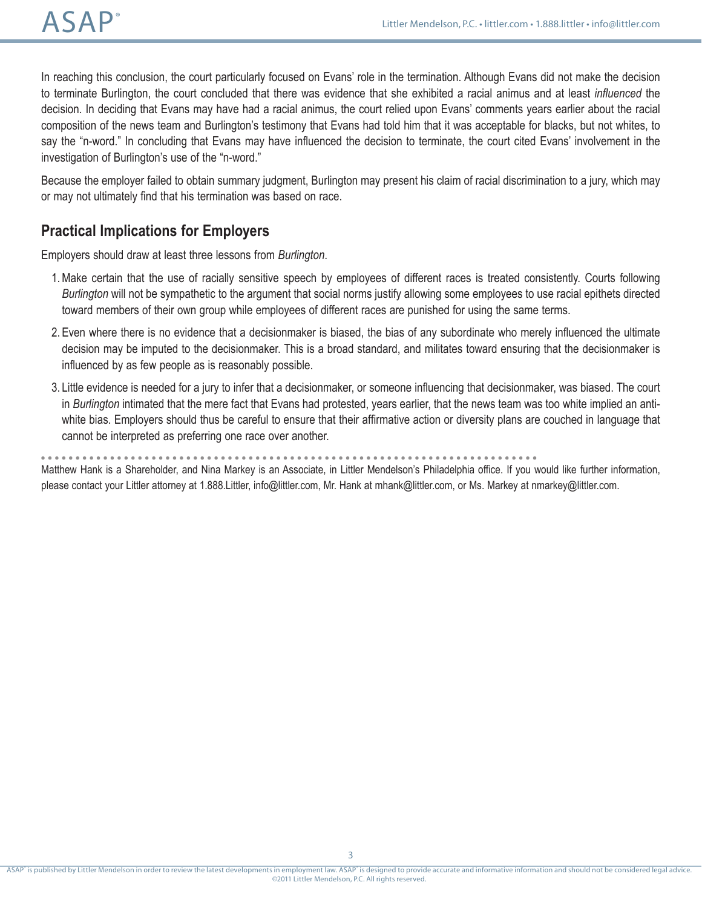In reaching this conclusion, the court particularly focused on Evans' role in the termination. Although Evans did not make the decision to terminate Burlington, the court concluded that there was evidence that she exhibited a racial animus and at least *influenced* the decision. In deciding that Evans may have had a racial animus, the court relied upon Evans' comments years earlier about the racial composition of the news team and Burlington's testimony that Evans had told him that it was acceptable for blacks, but not whites, to say the "n-word." In concluding that Evans may have influenced the decision to terminate, the court cited Evans' involvement in the investigation of Burlington's use of the "n-word."

Because the employer failed to obtain summary judgment, Burlington may present his claim of racial discrimination to a jury, which may or may not ultimately find that his termination was based on race.

## Practical Implications for Employers

Employers should draw at least three lessons from *Burlington*.

1. Make certain that the use of racially sensitive speech by employees of different races is treated consistently. Courts following *Burlington* will not be sympathetic to the argument that social norms justify allowing some employees to use racial epithets directed toward members of their own group while employees of different races are punished for using the same terms.
2. Even where there is no evidence that a decisionmaker is biased, the bias of any subordinate who merely influenced the ultimate decision may be imputed to the decisionmaker. This is a broad standard, and militates toward ensuring that the decisionmaker is influenced by as few people as is reasonably possible.
3. Little evidence is needed for a jury to infer that a decisionmaker, or someone influencing that decisionmaker, was biased. The court in *Burlington* intimated that the mere fact that Evans had protested, years earlier, that the news team was too white implied an anti-white bias. Employers should thus be careful to ensure that their affirmative action or diversity plans are couched in language that cannot be interpreted as preferring one race over another.

---

Matthew Hank is a Shareholder, and Nina Markey is an Associate, in Littler Mendelson's Philadelphia office. If you would like further information, please contact your Littler attorney at 1.888.Littler, info@littler.com, Mr. Hank at mhank@littler.com, or Ms. Markey at nmarkey@littler.com.